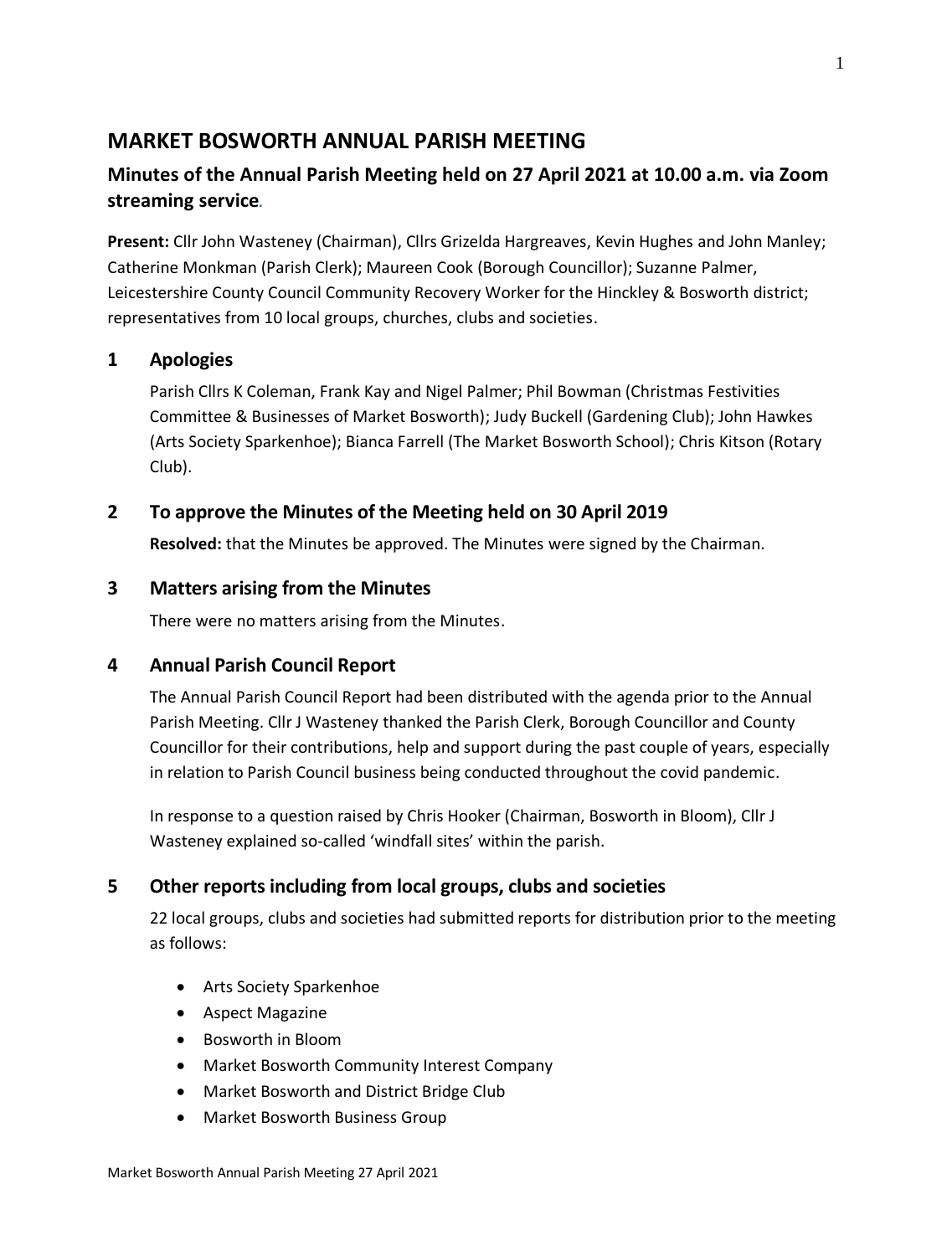# MARKET BOSWORTH ANNUAL PARISH MEETING

## Minutes of the Annual Parish Meeting held on 27 April 2021 at 10.00 a.m. via Zoom streaming service.

**Present:** Cllr John Wasteney (Chairman), Cllrs Grizelda Hargreaves, Kevin Hughes and John Manley; Catherine Monkman (Parish Clerk); Maureen Cook (Borough Councillor); Suzanne Palmer, Leicestershire County Council Community Recovery Worker for the Hinckley & Bosworth district; representatives from 10 local groups, churches, clubs and societies.

## 1 Apologies

Parish Cllrs K Coleman, Frank Kay and Nigel Palmer; Phil Bowman (Christmas Festivities Committee & Businesses of Market Bosworth); Judy Buckell (Gardening Club); John Hawkes (Arts Society Sparkenhoe); Bianca Farrell (The Market Bosworth School); Chris Kitson (Rotary Club).

## 2 To approve the Minutes of the Meeting held on 30 April 2019

**Resolved:** that the Minutes be approved. The Minutes were signed by the Chairman.

## 3 Matters arising from the Minutes

There were no matters arising from the Minutes.

## 4 Annual Parish Council Report

The Annual Parish Council Report had been distributed with the agenda prior to the Annual Parish Meeting. Cllr J Wasteney thanked the Parish Clerk, Borough Councillor and County Councillor for their contributions, help and support during the past couple of years, especially in relation to Parish Council business being conducted throughout the covid pandemic.

In response to a question raised by Chris Hooker (Chairman, Bosworth in Bloom), Cllr J Wasteney explained so-called 'windfall sites' within the parish.

## 5 Other reports including from local groups, clubs and societies

22 local groups, clubs and societies had submitted reports for distribution prior to the meeting as follows:

- Arts Society Sparkenhoe
- Aspect Magazine
- Bosworth in Bloom
- Market Bosworth Community Interest Company
- Market Bosworth and District Bridge Club
- Market Bosworth Business Group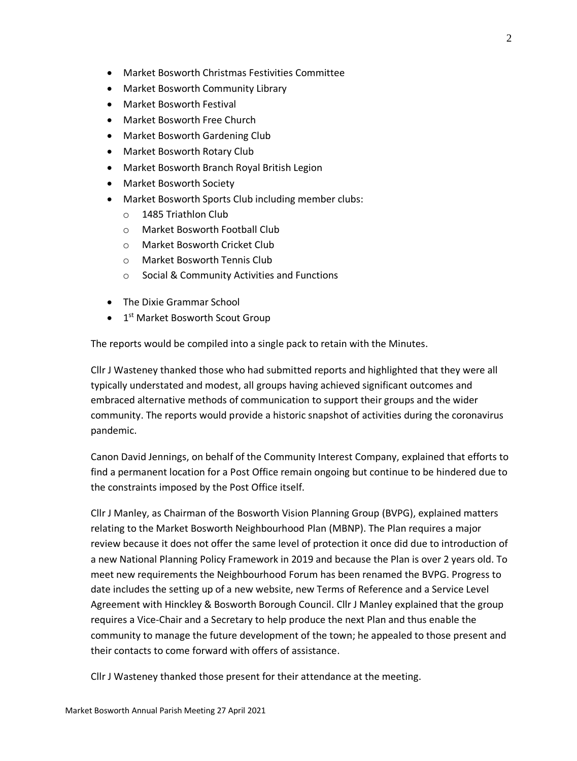- Market Bosworth Christmas Festivities Committee
- Market Bosworth Community Library
- Market Bosworth Festival
- Market Bosworth Free Church
- Market Bosworth Gardening Club
- Market Bosworth Rotary Club
- Market Bosworth Branch Royal British Legion
- Market Bosworth Society
- Market Bosworth Sports Club including member clubs:
  - 1485 Triathlon Club
  - Market Bosworth Football Club
  - Market Bosworth Cricket Club
  - Market Bosworth Tennis Club
  - Social & Community Activities and Functions

- The Dixie Grammar School
- 1st Market Bosworth Scout Group

The reports would be compiled into a single pack to retain with the Minutes.

Cllr J Wasteney thanked those who had submitted reports and highlighted that they were all typically understated and modest, all groups having achieved significant outcomes and embraced alternative methods of communication to support their groups and the wider community. The reports would provide a historic snapshot of activities during the coronavirus pandemic.

Canon David Jennings, on behalf of the Community Interest Company, explained that efforts to find a permanent location for a Post Office remain ongoing but continue to be hindered due to the constraints imposed by the Post Office itself.

Cllr J Manley, as Chairman of the Bosworth Vision Planning Group (BVPG), explained matters relating to the Market Bosworth Neighbourhood Plan (MBNP). The Plan requires a major review because it does not offer the same level of protection it once did due to introduction of a new National Planning Policy Framework in 2019 and because the Plan is over 2 years old. To meet new requirements the Neighbourhood Forum has been renamed the BVPG. Progress to date includes the setting up of a new website, new Terms of Reference and a Service Level Agreement with Hinckley & Bosworth Borough Council. Cllr J Manley explained that the group requires a Vice-Chair and a Secretary to help produce the next Plan and thus enable the community to manage the future development of the town; he appealed to those present and their contacts to come forward with offers of assistance.

Cllr J Wasteney thanked those present for their attendance at the meeting.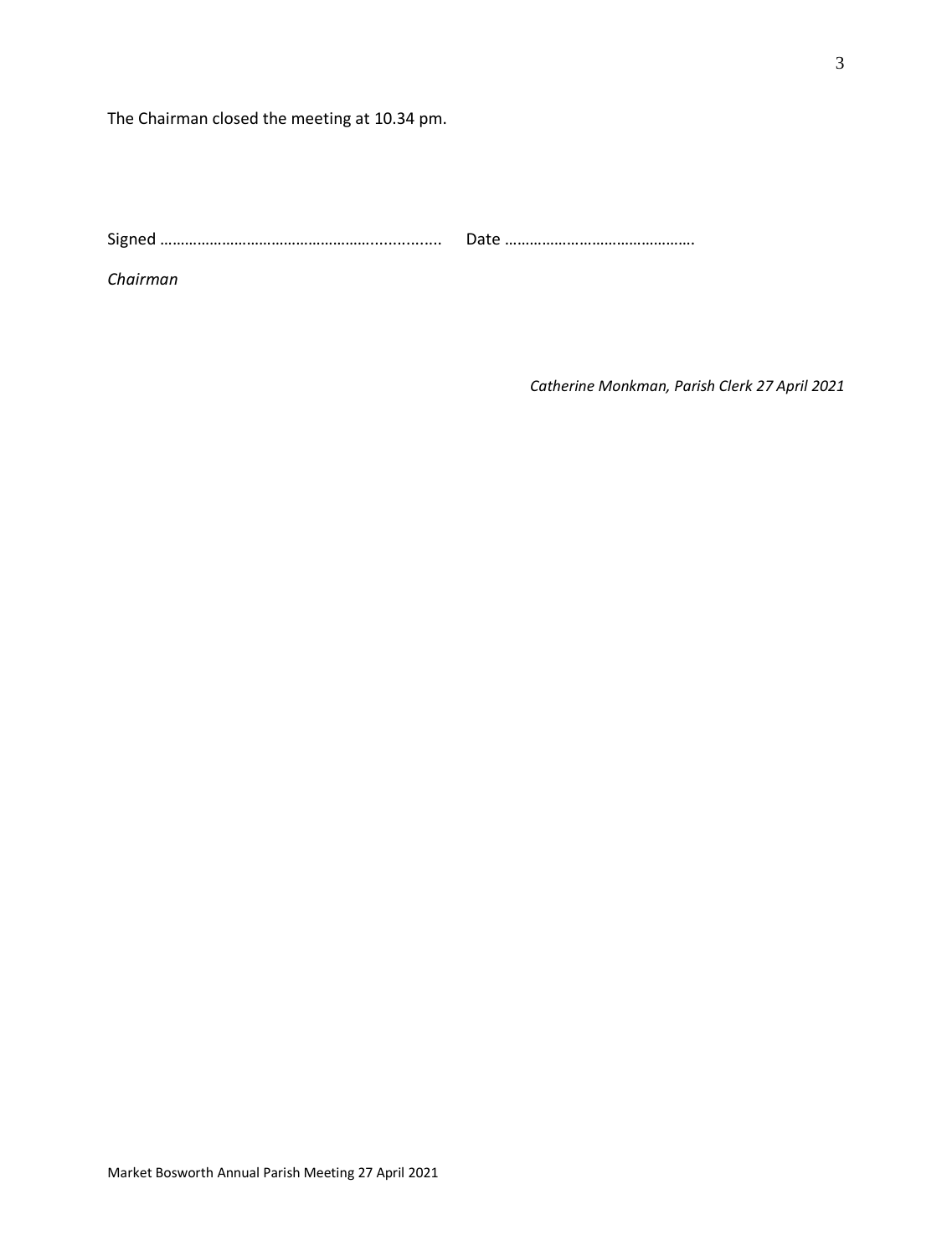The Chairman closed the meeting at 10.34 pm.

Signed …………………………………………….............. Date ……………………………………….

*Chairman*

*Catherine Monkman, Parish Clerk 27 April 2021*